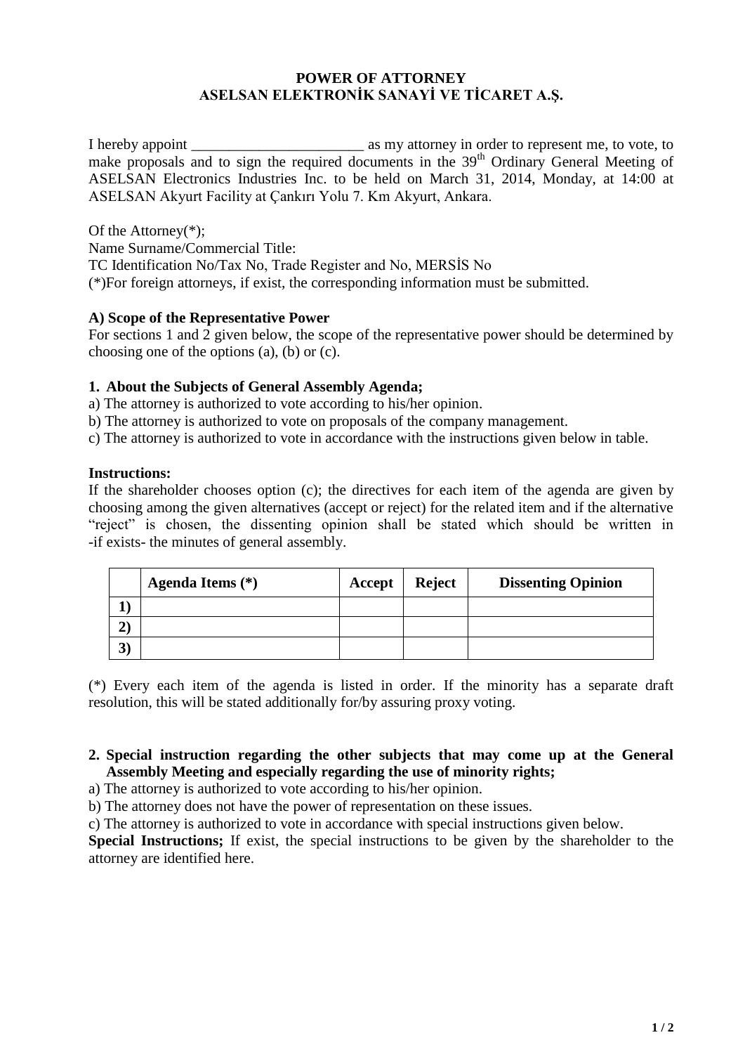# POWER OF ATTORNEY
## ASELSAN ELEKTRONİK SANAYİ VE TİCARET A.Ş.

I hereby appoint _______________________ as my attorney in order to represent me, to vote, to make proposals and to sign the required documents in the 39th Ordinary General Meeting of ASELSAN Electronics Industries Inc. to be held on March 31, 2014, Monday, at 14:00 at ASELSAN Akyurt Facility at Çankırı Yolu 7. Km Akyurt, Ankara.

Of the Attorney(*);
Name Surname/Commercial Title:
TC Identification No/Tax No, Trade Register and No, MERSİS No
(*)For foreign attorneys, if exist, the corresponding information must be submitted.

**A) Scope of the Representative Power**

For sections 1 and 2 given below, the scope of the representative power should be determined by choosing one of the options (a), (b) or (c).

**1. About the Subjects of General Assembly Agenda;**

a) The attorney is authorized to vote according to his/her opinion.
b) The attorney is authorized to vote on proposals of the company management.
c) The attorney is authorized to vote in accordance with the instructions given below in table.

**Instructions:**

If the shareholder chooses option (c); the directives for each item of the agenda are given by choosing among the given alternatives (accept or reject) for the related item and if the alternative "reject" is chosen, the dissenting opinion shall be stated which should be written in -if exists- the minutes of general assembly.

| | Agenda Items (*) | Accept | Reject | Dissenting Opinion |
|---|---|---|---|---|
| 1) | | | | |
| 2) | | | | |
| 3) | | | | |

(*) Every each item of the agenda is listed in order. If the minority has a separate draft resolution, this will be stated additionally for/by assuring proxy voting.

**2. Special instruction regarding the other subjects that may come up at the General Assembly Meeting and especially regarding the use of minority rights;**

a) The attorney is authorized to vote according to his/her opinion.
b) The attorney does not have the power of representation on these issues.
c) The attorney is authorized to vote in accordance with special instructions given below.

**Special Instructions;** If exist, the special instructions to be given by the shareholder to the attorney are identified here.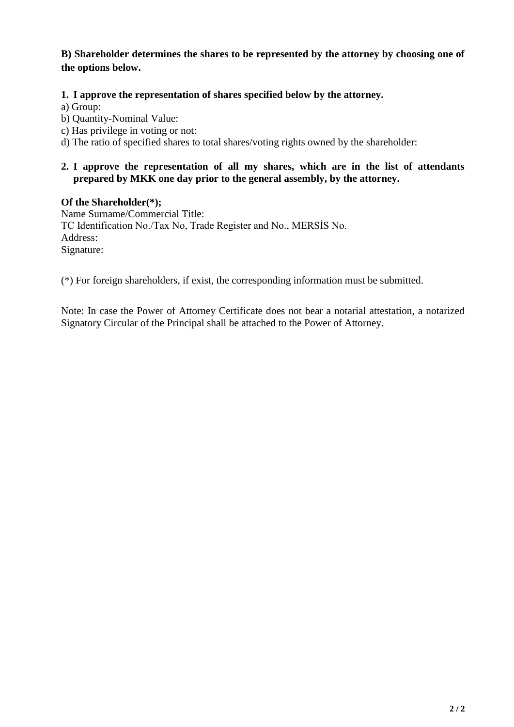**B) Shareholder determines the shares to be represented by the attorney by choosing one of the options below.**

**1. I approve the representation of shares specified below by the attorney.**

a) Group:
b) Quantity-Nominal Value:
c) Has privilege in voting or not:
d) The ratio of specified shares to total shares/voting rights owned by the shareholder:

**2. I approve the representation of all my shares, which are in the list of attendants prepared by MKK one day prior to the general assembly, by the attorney.**

**Of the Shareholder(*);**
Name Surname/Commercial Title:
TC Identification No./Tax No, Trade Register and No., MERSİS No.
Address:
Signature:

(*) For foreign shareholders, if exist, the corresponding information must be submitted.

Note: In case the Power of Attorney Certificate does not bear a notarial attestation, a notarized Signatory Circular of the Principal shall be attached to the Power of Attorney.